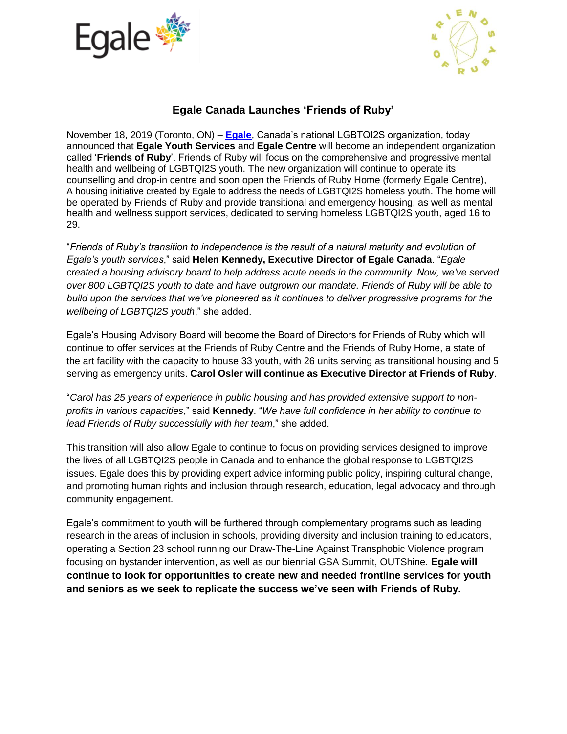# Egale Canada Launches 'Friends of Ruby'

November 18, 2019 (Toronto, ON) – **Egale**, Canada's national LGBTQI2S organization, today announced that **Egale Youth Services** and **Egale Centre** will become an independent organization called '**Friends of Ruby**'. Friends of Ruby will focus on the comprehensive and progressive mental health and wellbeing of LGBTQI2S youth. The new organization will continue to operate its counselling and drop-in centre and soon open the Friends of Ruby Home (formerly Egale Centre), A housing initiative created by Egale to address the needs of LGBTQI2S homeless youth. The home will be operated by Friends of Ruby and provide transitional and emergency housing, as well as mental health and wellness support services, dedicated to serving homeless LGBTQI2S youth, aged 16 to 29.

"*Friends of Ruby's transition to independence is the result of a natural maturity and evolution of Egale's youth services*," said **Helen Kennedy, Executive Director of Egale Canada**. "*Egale created a housing advisory board to help address acute needs in the community. Now, we've served over 800 LGBTQI2S youth to date and have outgrown our mandate. Friends of Ruby will be able to build upon the services that we've pioneered as it continues to deliver progressive programs for the wellbeing of LGBTQI2S youth*," she added.

Egale's Housing Advisory Board will become the Board of Directors for Friends of Ruby which will continue to offer services at the Friends of Ruby Centre and the Friends of Ruby Home, a state of the art facility with the capacity to house 33 youth, with 26 units serving as transitional housing and 5 serving as emergency units. **Carol Osler will continue as Executive Director at Friends of Ruby**.

"*Carol has 25 years of experience in public housing and has provided extensive support to non-profits in various capacities*," said **Kennedy**. "*We have full confidence in her ability to continue to lead Friends of Ruby successfully with her team*," she added.

This transition will also allow Egale to continue to focus on providing services designed to improve the lives of all LGBTQI2S people in Canada and to enhance the global response to LGBTQI2S issues. Egale does this by providing expert advice informing public policy, inspiring cultural change, and promoting human rights and inclusion through research, education, legal advocacy and through community engagement.

Egale's commitment to youth will be furthered through complementary programs such as leading research in the areas of inclusion in schools, providing diversity and inclusion training to educators, operating a Section 23 school running our Draw-The-Line Against Transphobic Violence program focusing on bystander intervention, as well as our biennial GSA Summit, OUTShine. **Egale will continue to look for opportunities to create new and needed frontline services for youth and seniors as we seek to replicate the success we've seen with Friends of Ruby.**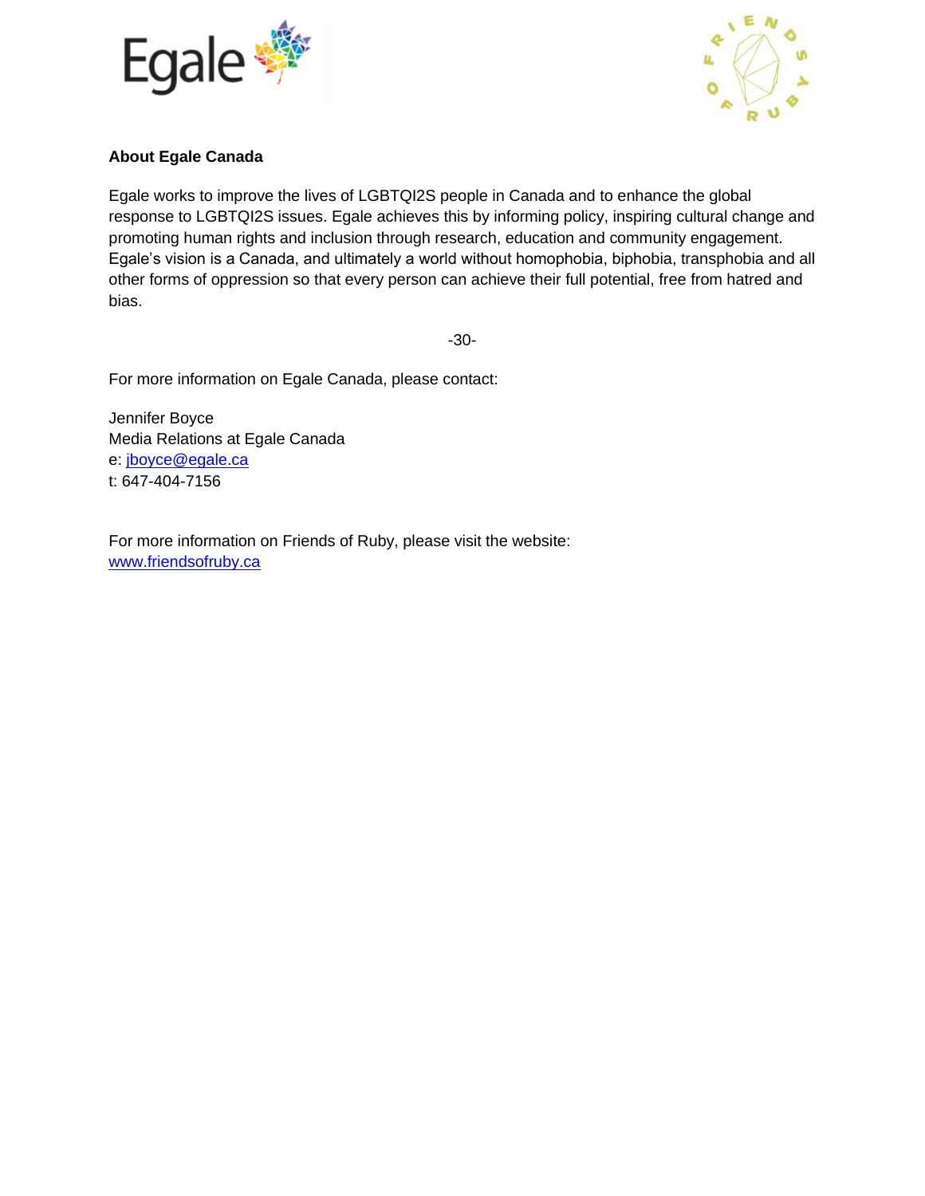**About Egale Canada**

Egale works to improve the lives of LGBTQI2S people in Canada and to enhance the global response to LGBTQI2S issues. Egale achieves this by informing policy, inspiring cultural change and promoting human rights and inclusion through research, education and community engagement. Egale's vision is a Canada, and ultimately a world without homophobia, biphobia, transphobia and all other forms of oppression so that every person can achieve their full potential, free from hatred and bias.

-30-

For more information on Egale Canada, please contact:

Jennifer Boyce
Media Relations at Egale Canada
e: jboyce@egale.ca
t: 647-404-7156

For more information on Friends of Ruby, please visit the website:
www.friendsofruby.ca